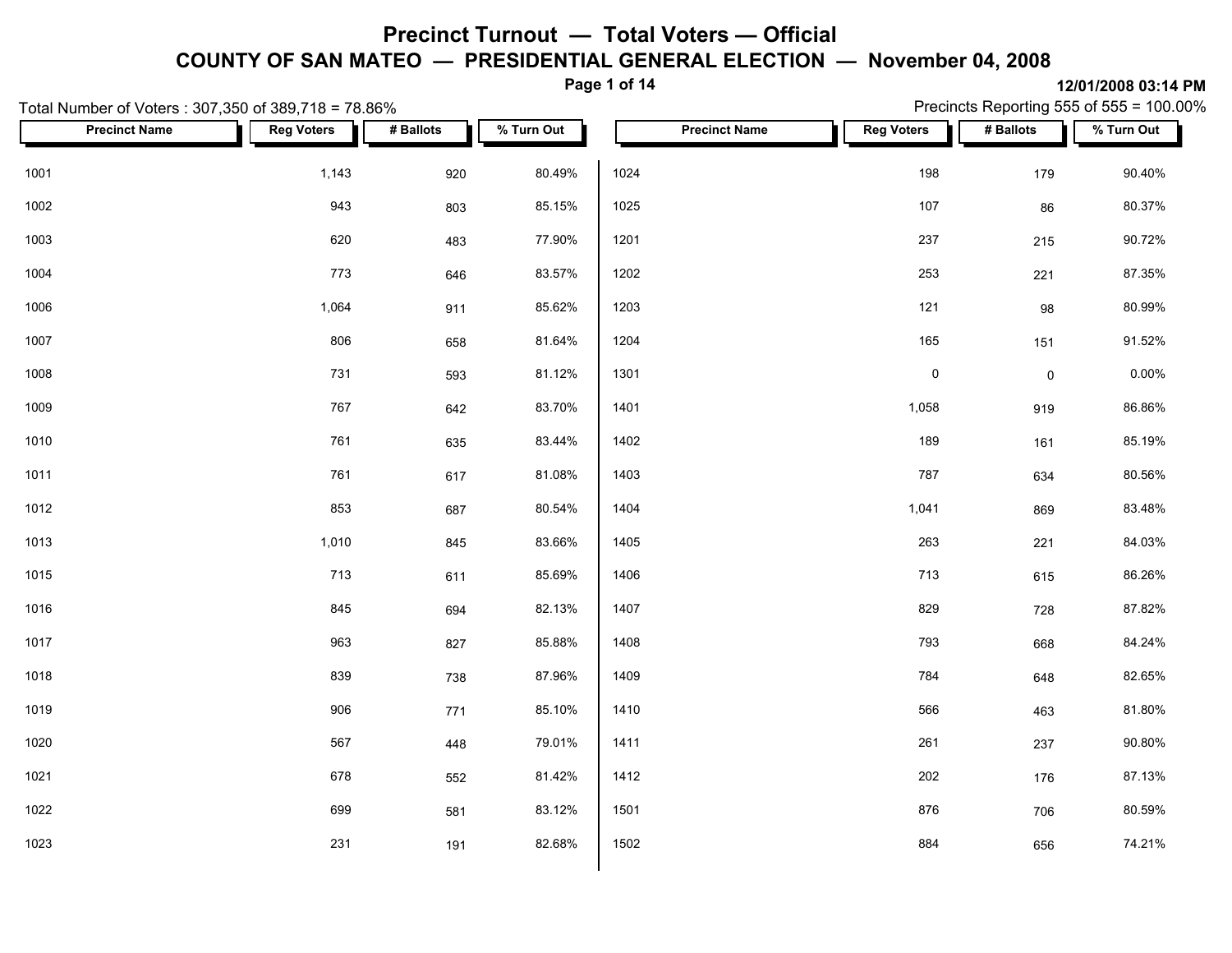# Precinct Turnout — Total Voters — Official

## COUNTY OF SAN MATEO — PRESIDENTIAL GENERAL ELECTION — November 04, 2008

12/01/2008 03:14 PM

Total Number of Voters : 307,350 of 389,718 = 78.86%

Precincts Reporting 555 of 555 = 100.00%

| Precinct Name | Reg Voters | # Ballots | % Turn Out |
|---|---|---|---|
| 1001 | 1,143 | 920 | 80.49% |
| 1002 | 943 | 803 | 85.15% |
| 1003 | 620 | 483 | 77.90% |
| 1004 | 773 | 646 | 83.57% |
| 1006 | 1,064 | 911 | 85.62% |
| 1007 | 806 | 658 | 81.64% |
| 1008 | 731 | 593 | 81.12% |
| 1009 | 767 | 642 | 83.70% |
| 1010 | 761 | 635 | 83.44% |
| 1011 | 761 | 617 | 81.08% |
| 1012 | 853 | 687 | 80.54% |
| 1013 | 1,010 | 845 | 83.66% |
| 1015 | 713 | 611 | 85.69% |
| 1016 | 845 | 694 | 82.13% |
| 1017 | 963 | 827 | 85.88% |
| 1018 | 839 | 738 | 87.96% |
| 1019 | 906 | 771 | 85.10% |
| 1020 | 567 | 448 | 79.01% |
| 1021 | 678 | 552 | 81.42% |
| 1022 | 699 | 581 | 83.12% |
| 1023 | 231 | 191 | 82.68% |
| 1024 | 198 | 179 | 90.40% |
| 1025 | 107 | 86 | 80.37% |
| 1201 | 237 | 215 | 90.72% |
| 1202 | 253 | 221 | 87.35% |
| 1203 | 121 | 98 | 80.99% |
| 1204 | 165 | 151 | 91.52% |
| 1301 | 0 | 0 | 0.00% |
| 1401 | 1,058 | 919 | 86.86% |
| 1402 | 189 | 161 | 85.19% |
| 1403 | 787 | 634 | 80.56% |
| 1404 | 1,041 | 869 | 83.48% |
| 1405 | 263 | 221 | 84.03% |
| 1406 | 713 | 615 | 86.26% |
| 1407 | 829 | 728 | 87.82% |
| 1408 | 793 | 668 | 84.24% |
| 1409 | 784 | 648 | 82.65% |
| 1410 | 566 | 463 | 81.80% |
| 1411 | 261 | 237 | 90.80% |
| 1412 | 202 | 176 | 87.13% |
| 1501 | 876 | 706 | 80.59% |
| 1502 | 884 | 656 | 74.21% |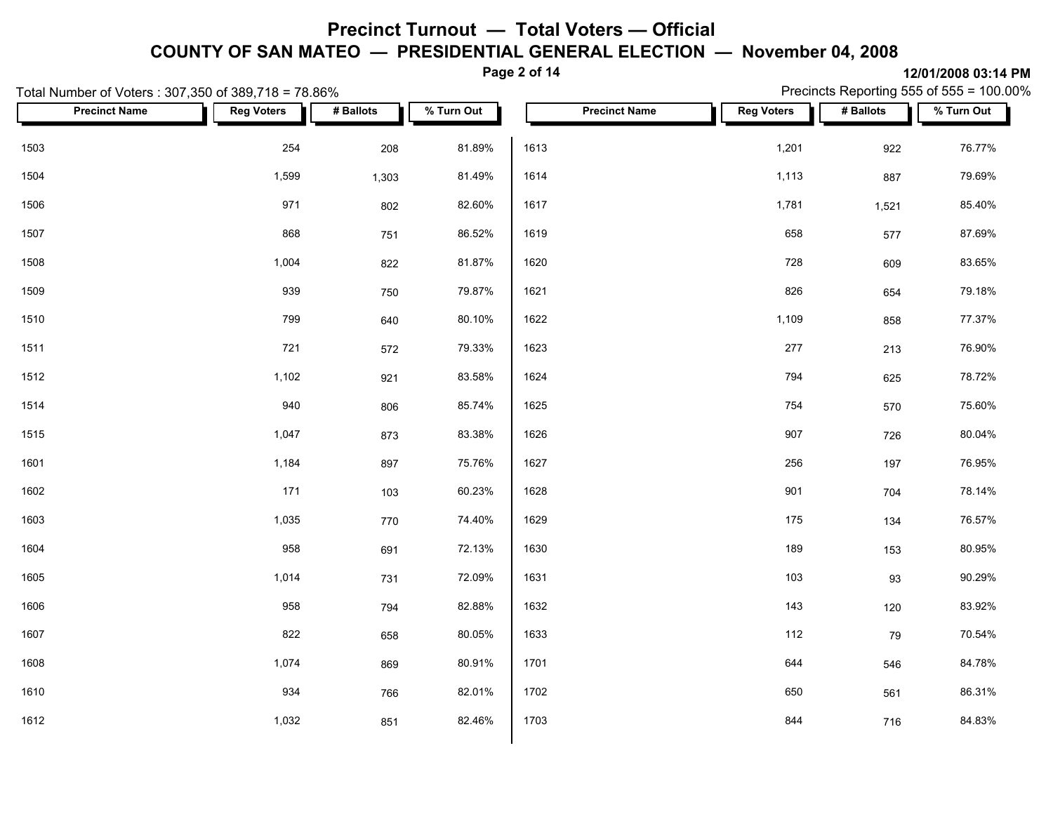# Precinct Turnout — Total Voters — Official

## COUNTY OF SAN MATEO — PRESIDENTIAL GENERAL ELECTION — November 04, 2008

12/01/2008 03:14 PM

Total Number of Voters : 307,350 of 389,718 = 78.86%

Precincts Reporting 555 of 555 = 100.00%

| Precinct Name | Reg Voters | # Ballots | % Turn Out |
|---|---|---|---|
| 1503 | 254 | 208 | 81.89% |
| 1504 | 1,599 | 1,303 | 81.49% |
| 1506 | 971 | 802 | 82.60% |
| 1507 | 868 | 751 | 86.52% |
| 1508 | 1,004 | 822 | 81.87% |
| 1509 | 939 | 750 | 79.87% |
| 1510 | 799 | 640 | 80.10% |
| 1511 | 721 | 572 | 79.33% |
| 1512 | 1,102 | 921 | 83.58% |
| 1514 | 940 | 806 | 85.74% |
| 1515 | 1,047 | 873 | 83.38% |
| 1601 | 1,184 | 897 | 75.76% |
| 1602 | 171 | 103 | 60.23% |
| 1603 | 1,035 | 770 | 74.40% |
| 1604 | 958 | 691 | 72.13% |
| 1605 | 1,014 | 731 | 72.09% |
| 1606 | 958 | 794 | 82.88% |
| 1607 | 822 | 658 | 80.05% |
| 1608 | 1,074 | 869 | 80.91% |
| 1610 | 934 | 766 | 82.01% |
| 1612 | 1,032 | 851 | 82.46% |
| 1613 | 1,201 | 922 | 76.77% |
| 1614 | 1,113 | 887 | 79.69% |
| 1617 | 1,781 | 1,521 | 85.40% |
| 1619 | 658 | 577 | 87.69% |
| 1620 | 728 | 609 | 83.65% |
| 1621 | 826 | 654 | 79.18% |
| 1622 | 1,109 | 858 | 77.37% |
| 1623 | 277 | 213 | 76.90% |
| 1624 | 794 | 625 | 78.72% |
| 1625 | 754 | 570 | 75.60% |
| 1626 | 907 | 726 | 80.04% |
| 1627 | 256 | 197 | 76.95% |
| 1628 | 901 | 704 | 78.14% |
| 1629 | 175 | 134 | 76.57% |
| 1630 | 189 | 153 | 80.95% |
| 1631 | 103 | 93 | 90.29% |
| 1632 | 143 | 120 | 83.92% |
| 1633 | 112 | 79 | 70.54% |
| 1701 | 644 | 546 | 84.78% |
| 1702 | 650 | 561 | 86.31% |
| 1703 | 844 | 716 | 84.83% |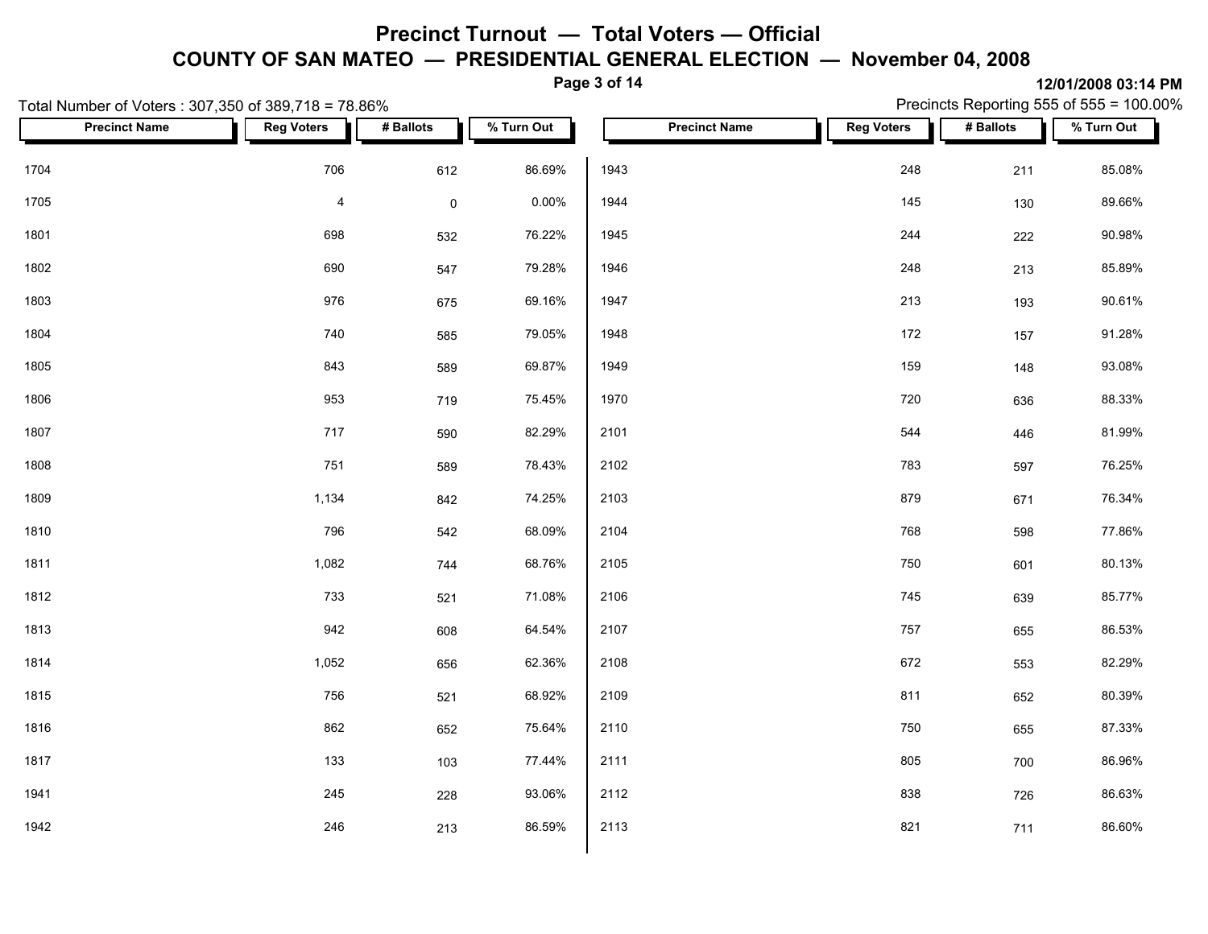# Precinct Turnout — Total Voters — Official

## COUNTY OF SAN MATEO — PRESIDENTIAL GENERAL ELECTION — November 04, 2008

12/01/2008 03:14 PM

Total Number of Voters : 307,350 of 389,718 = 78.86%

Precincts Reporting 555 of 555 = 100.00%

| Precinct Name | Reg Voters | # Ballots | % Turn Out |
|---|---|---|---|
| 1704 | 706 | 612 | 86.69% |
| 1705 | 4 | 0 | 0.00% |
| 1801 | 698 | 532 | 76.22% |
| 1802 | 690 | 547 | 79.28% |
| 1803 | 976 | 675 | 69.16% |
| 1804 | 740 | 585 | 79.05% |
| 1805 | 843 | 589 | 69.87% |
| 1806 | 953 | 719 | 75.45% |
| 1807 | 717 | 590 | 82.29% |
| 1808 | 751 | 589 | 78.43% |
| 1809 | 1,134 | 842 | 74.25% |
| 1810 | 796 | 542 | 68.09% |
| 1811 | 1,082 | 744 | 68.76% |
| 1812 | 733 | 521 | 71.08% |
| 1813 | 942 | 608 | 64.54% |
| 1814 | 1,052 | 656 | 62.36% |
| 1815 | 756 | 521 | 68.92% |
| 1816 | 862 | 652 | 75.64% |
| 1817 | 133 | 103 | 77.44% |
| 1941 | 245 | 228 | 93.06% |
| 1942 | 246 | 213 | 86.59% |
| 1943 | 248 | 211 | 85.08% |
| 1944 | 145 | 130 | 89.66% |
| 1945 | 244 | 222 | 90.98% |
| 1946 | 248 | 213 | 85.89% |
| 1947 | 213 | 193 | 90.61% |
| 1948 | 172 | 157 | 91.28% |
| 1949 | 159 | 148 | 93.08% |
| 1970 | 720 | 636 | 88.33% |
| 2101 | 544 | 446 | 81.99% |
| 2102 | 783 | 597 | 76.25% |
| 2103 | 879 | 671 | 76.34% |
| 2104 | 768 | 598 | 77.86% |
| 2105 | 750 | 601 | 80.13% |
| 2106 | 745 | 639 | 85.77% |
| 2107 | 757 | 655 | 86.53% |
| 2108 | 672 | 553 | 82.29% |
| 2109 | 811 | 652 | 80.39% |
| 2110 | 750 | 655 | 87.33% |
| 2111 | 805 | 700 | 86.96% |
| 2112 | 838 | 726 | 86.63% |
| 2113 | 821 | 711 | 86.60% |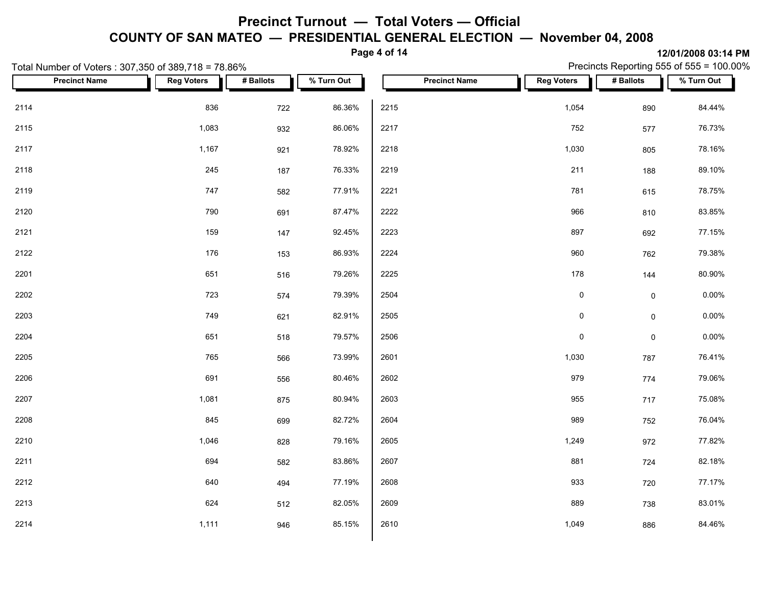# Precinct Turnout — Total Voters — Official

## COUNTY OF SAN MATEO — PRESIDENTIAL GENERAL ELECTION — November 04, 2008

12/01/2008 03:14 PM

Total Number of Voters : 307,350 of 389,718 = 78.86%

Precincts Reporting 555 of 555 = 100.00%

| Precinct Name | Reg Voters | # Ballots | % Turn Out |
|---|---|---|---|
| 2114 | 836 | 722 | 86.36% |
| 2115 | 1,083 | 932 | 86.06% |
| 2117 | 1,167 | 921 | 78.92% |
| 2118 | 245 | 187 | 76.33% |
| 2119 | 747 | 582 | 77.91% |
| 2120 | 790 | 691 | 87.47% |
| 2121 | 159 | 147 | 92.45% |
| 2122 | 176 | 153 | 86.93% |
| 2201 | 651 | 516 | 79.26% |
| 2202 | 723 | 574 | 79.39% |
| 2203 | 749 | 621 | 82.91% |
| 2204 | 651 | 518 | 79.57% |
| 2205 | 765 | 566 | 73.99% |
| 2206 | 691 | 556 | 80.46% |
| 2207 | 1,081 | 875 | 80.94% |
| 2208 | 845 | 699 | 82.72% |
| 2210 | 1,046 | 828 | 79.16% |
| 2211 | 694 | 582 | 83.86% |
| 2212 | 640 | 494 | 77.19% |
| 2213 | 624 | 512 | 82.05% |
| 2214 | 1,111 | 946 | 85.15% |
| 2215 | 1,054 | 890 | 84.44% |
| 2217 | 752 | 577 | 76.73% |
| 2218 | 1,030 | 805 | 78.16% |
| 2219 | 211 | 188 | 89.10% |
| 2221 | 781 | 615 | 78.75% |
| 2222 | 966 | 810 | 83.85% |
| 2223 | 897 | 692 | 77.15% |
| 2224 | 960 | 762 | 79.38% |
| 2225 | 178 | 144 | 80.90% |
| 2504 | 0 | 0 | 0.00% |
| 2505 | 0 | 0 | 0.00% |
| 2506 | 0 | 0 | 0.00% |
| 2601 | 1,030 | 787 | 76.41% |
| 2602 | 979 | 774 | 79.06% |
| 2603 | 955 | 717 | 75.08% |
| 2604 | 989 | 752 | 76.04% |
| 2605 | 1,249 | 972 | 77.82% |
| 2607 | 881 | 724 | 82.18% |
| 2608 | 933 | 720 | 77.17% |
| 2609 | 889 | 738 | 83.01% |
| 2610 | 1,049 | 886 | 84.46% |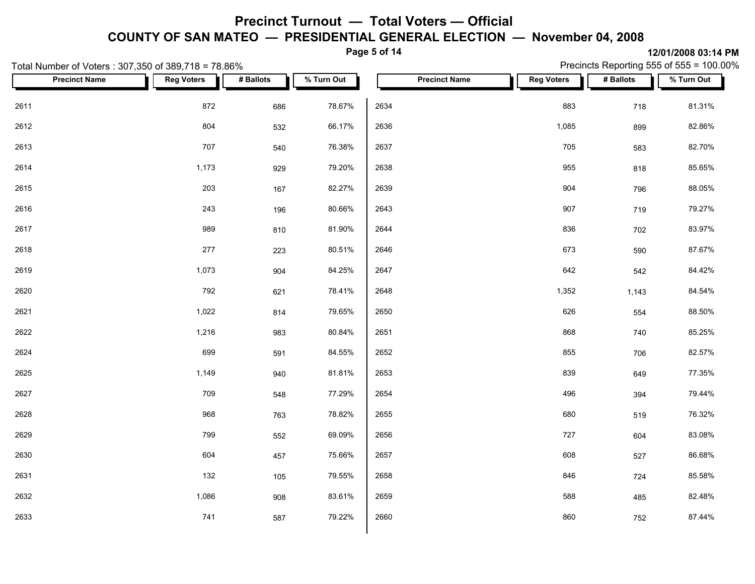# Precinct Turnout — Total Voters — Official

## COUNTY OF SAN MATEO — PRESIDENTIAL GENERAL ELECTION — November 04, 2008

**12/01/2008 03:14 PM**

Total Number of Voters : 307,350 of 389,718 = 78.86%

Precincts Reporting 555 of 555 = 100.00%

| Precinct Name | Reg Voters | # Ballots | % Turn Out |
|---|---|---|---|
| 2611 | 872 | 686 | 78.67% |
| 2612 | 804 | 532 | 66.17% |
| 2613 | 707 | 540 | 76.38% |
| 2614 | 1,173 | 929 | 79.20% |
| 2615 | 203 | 167 | 82.27% |
| 2616 | 243 | 196 | 80.66% |
| 2617 | 989 | 810 | 81.90% |
| 2618 | 277 | 223 | 80.51% |
| 2619 | 1,073 | 904 | 84.25% |
| 2620 | 792 | 621 | 78.41% |
| 2621 | 1,022 | 814 | 79.65% |
| 2622 | 1,216 | 983 | 80.84% |
| 2624 | 699 | 591 | 84.55% |
| 2625 | 1,149 | 940 | 81.81% |
| 2627 | 709 | 548 | 77.29% |
| 2628 | 968 | 763 | 78.82% |
| 2629 | 799 | 552 | 69.09% |
| 2630 | 604 | 457 | 75.66% |
| 2631 | 132 | 105 | 79.55% |
| 2632 | 1,086 | 908 | 83.61% |
| 2633 | 741 | 587 | 79.22% |
| 2634 | 883 | 718 | 81.31% |
| 2636 | 1,085 | 899 | 82.86% |
| 2637 | 705 | 583 | 82.70% |
| 2638 | 955 | 818 | 85.65% |
| 2639 | 904 | 796 | 88.05% |
| 2643 | 907 | 719 | 79.27% |
| 2644 | 836 | 702 | 83.97% |
| 2646 | 673 | 590 | 87.67% |
| 2647 | 642 | 542 | 84.42% |
| 2648 | 1,352 | 1,143 | 84.54% |
| 2650 | 626 | 554 | 88.50% |
| 2651 | 868 | 740 | 85.25% |
| 2652 | 855 | 706 | 82.57% |
| 2653 | 839 | 649 | 77.35% |
| 2654 | 496 | 394 | 79.44% |
| 2655 | 680 | 519 | 76.32% |
| 2656 | 727 | 604 | 83.08% |
| 2657 | 608 | 527 | 86.68% |
| 2658 | 846 | 724 | 85.58% |
| 2659 | 588 | 485 | 82.48% |
| 2660 | 860 | 752 | 87.44% |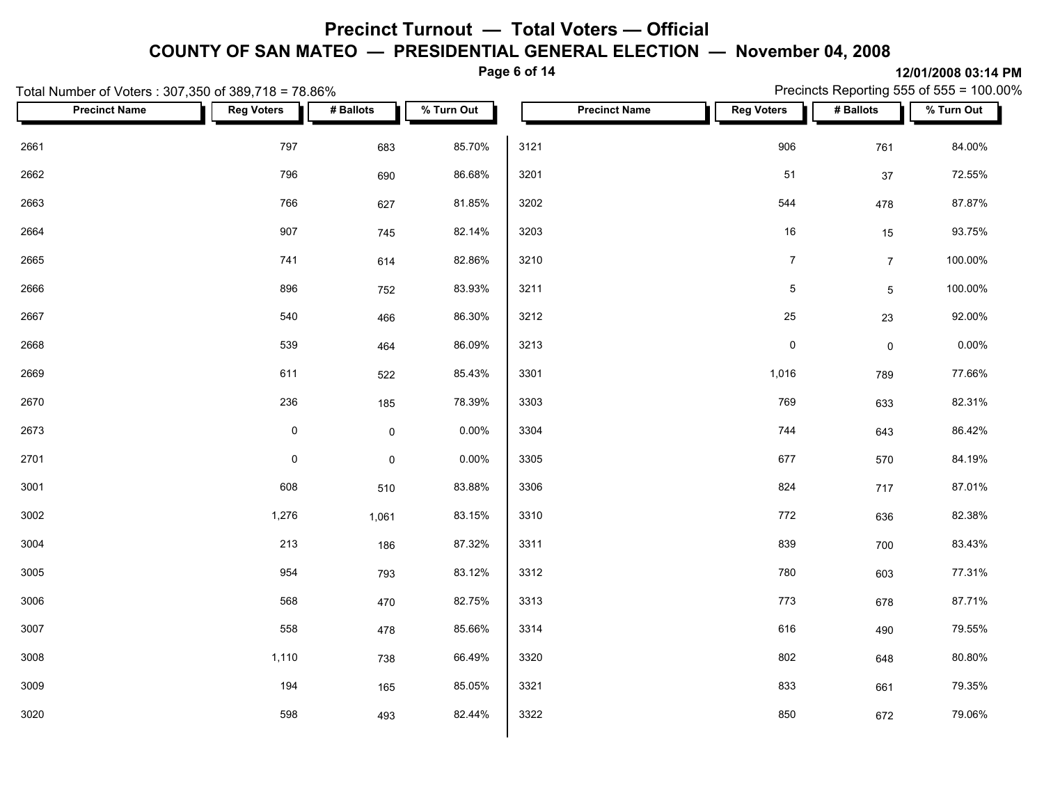# Precinct Turnout — Total Voters — Official

## COUNTY OF SAN MATEO — PRESIDENTIAL GENERAL ELECTION — November 04, 2008

12/01/2008 03:14 PM

Total Number of Voters : 307,350 of 389,718 = 78.86%

Precincts Reporting 555 of 555 = 100.00%

| Precinct Name | Reg Voters | # Ballots | % Turn Out |
|---|---|---|---|
| 2661 | 797 | 683 | 85.70% |
| 2662 | 796 | 690 | 86.68% |
| 2663 | 766 | 627 | 81.85% |
| 2664 | 907 | 745 | 82.14% |
| 2665 | 741 | 614 | 82.86% |
| 2666 | 896 | 752 | 83.93% |
| 2667 | 540 | 466 | 86.30% |
| 2668 | 539 | 464 | 86.09% |
| 2669 | 611 | 522 | 85.43% |
| 2670 | 236 | 185 | 78.39% |
| 2673 | 0 | 0 | 0.00% |
| 2701 | 0 | 0 | 0.00% |
| 3001 | 608 | 510 | 83.88% |
| 3002 | 1,276 | 1,061 | 83.15% |
| 3004 | 213 | 186 | 87.32% |
| 3005 | 954 | 793 | 83.12% |
| 3006 | 568 | 470 | 82.75% |
| 3007 | 558 | 478 | 85.66% |
| 3008 | 1,110 | 738 | 66.49% |
| 3009 | 194 | 165 | 85.05% |
| 3020 | 598 | 493 | 82.44% |
| 3121 | 906 | 761 | 84.00% |
| 3201 | 51 | 37 | 72.55% |
| 3202 | 544 | 478 | 87.87% |
| 3203 | 16 | 15 | 93.75% |
| 3210 | 7 | 7 | 100.00% |
| 3211 | 5 | 5 | 100.00% |
| 3212 | 25 | 23 | 92.00% |
| 3213 | 0 | 0 | 0.00% |
| 3301 | 1,016 | 789 | 77.66% |
| 3303 | 769 | 633 | 82.31% |
| 3304 | 744 | 643 | 86.42% |
| 3305 | 677 | 570 | 84.19% |
| 3306 | 824 | 717 | 87.01% |
| 3310 | 772 | 636 | 82.38% |
| 3311 | 839 | 700 | 83.43% |
| 3312 | 780 | 603 | 77.31% |
| 3313 | 773 | 678 | 87.71% |
| 3314 | 616 | 490 | 79.55% |
| 3320 | 802 | 648 | 80.80% |
| 3321 | 833 | 661 | 79.35% |
| 3322 | 850 | 672 | 79.06% |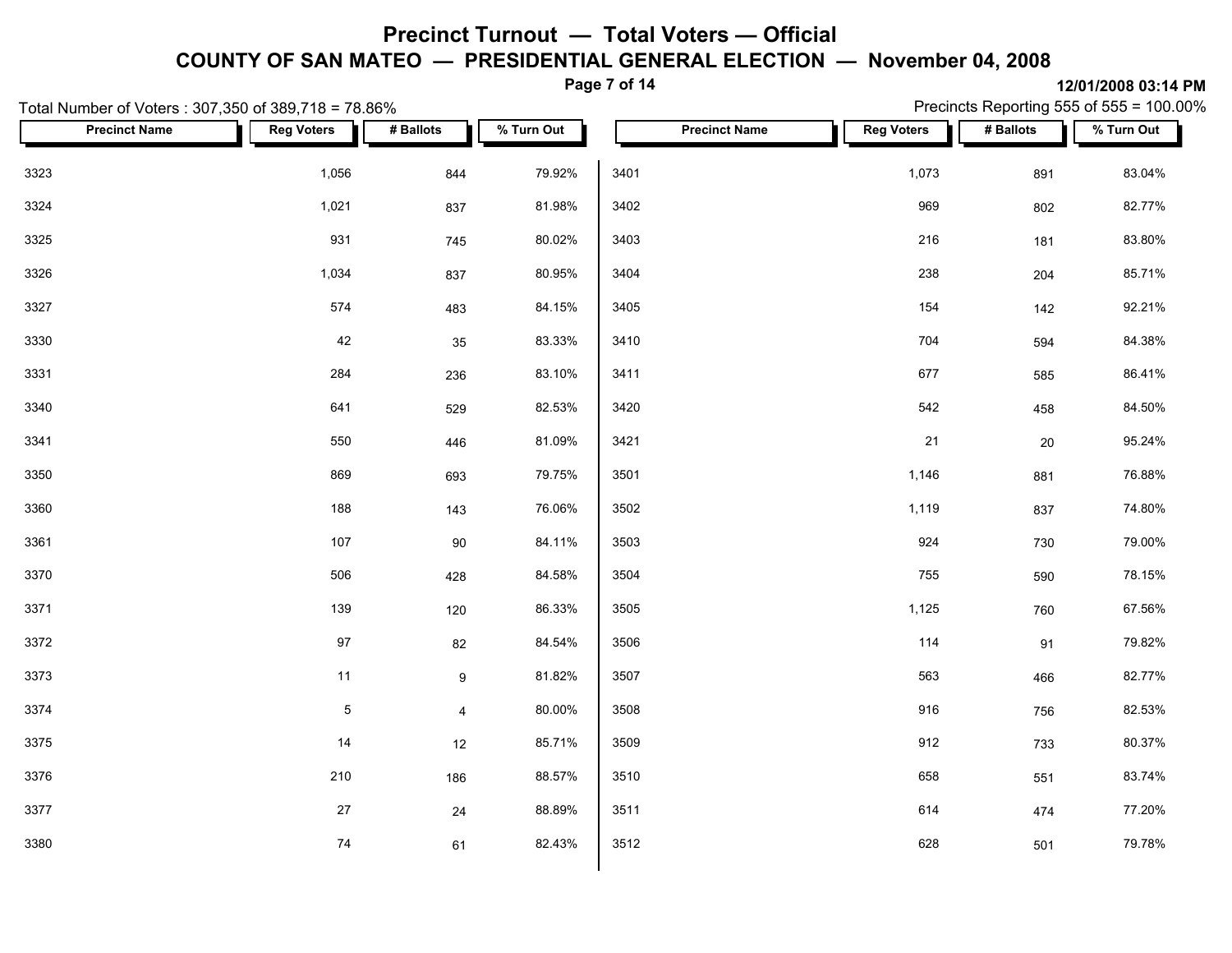# Precinct Turnout — Total Voters — Official

## COUNTY OF SAN MATEO — PRESIDENTIAL GENERAL ELECTION — November 04, 2008

12/01/2008 03:14 PM

Total Number of Voters : 307,350 of 389,718 = 78.86%

Precincts Reporting 555 of 555 = 100.00%

| Precinct Name | Reg Voters | # Ballots | % Turn Out |
|---|---|---|---|
| 3323 | 1,056 | 844 | 79.92% |
| 3324 | 1,021 | 837 | 81.98% |
| 3325 | 931 | 745 | 80.02% |
| 3326 | 1,034 | 837 | 80.95% |
| 3327 | 574 | 483 | 84.15% |
| 3330 | 42 | 35 | 83.33% |
| 3331 | 284 | 236 | 83.10% |
| 3340 | 641 | 529 | 82.53% |
| 3341 | 550 | 446 | 81.09% |
| 3350 | 869 | 693 | 79.75% |
| 3360 | 188 | 143 | 76.06% |
| 3361 | 107 | 90 | 84.11% |
| 3370 | 506 | 428 | 84.58% |
| 3371 | 139 | 120 | 86.33% |
| 3372 | 97 | 82 | 84.54% |
| 3373 | 11 | 9 | 81.82% |
| 3374 | 5 | 4 | 80.00% |
| 3375 | 14 | 12 | 85.71% |
| 3376 | 210 | 186 | 88.57% |
| 3377 | 27 | 24 | 88.89% |
| 3380 | 74 | 61 | 82.43% |
| 3401 | 1,073 | 891 | 83.04% |
| 3402 | 969 | 802 | 82.77% |
| 3403 | 216 | 181 | 83.80% |
| 3404 | 238 | 204 | 85.71% |
| 3405 | 154 | 142 | 92.21% |
| 3410 | 704 | 594 | 84.38% |
| 3411 | 677 | 585 | 86.41% |
| 3420 | 542 | 458 | 84.50% |
| 3421 | 21 | 20 | 95.24% |
| 3501 | 1,146 | 881 | 76.88% |
| 3502 | 1,119 | 837 | 74.80% |
| 3503 | 924 | 730 | 79.00% |
| 3504 | 755 | 590 | 78.15% |
| 3505 | 1,125 | 760 | 67.56% |
| 3506 | 114 | 91 | 79.82% |
| 3507 | 563 | 466 | 82.77% |
| 3508 | 916 | 756 | 82.53% |
| 3509 | 912 | 733 | 80.37% |
| 3510 | 658 | 551 | 83.74% |
| 3511 | 614 | 474 | 77.20% |
| 3512 | 628 | 501 | 79.78% |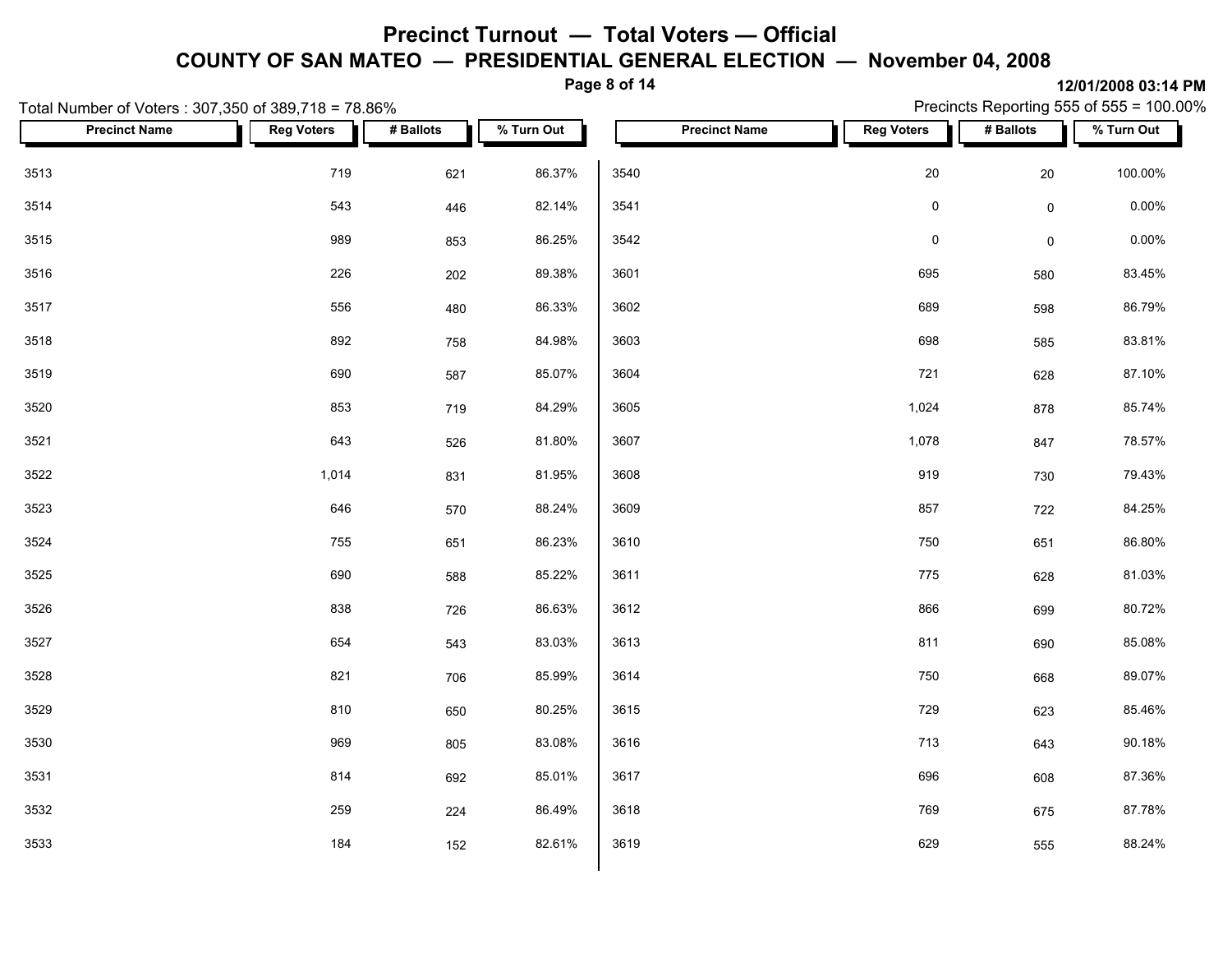# Precinct Turnout — Total Voters — Official

## COUNTY OF SAN MATEO — PRESIDENTIAL GENERAL ELECTION — November 04, 2008

**12/01/2008 03:14 PM**

Total Number of Voters : 307,350 of 389,718 = 78.86%

Precincts Reporting 555 of 555 = 100.00%

| Precinct Name | Reg Voters | # Ballots | % Turn Out |
|---|---|---|---|
| 3513 | 719 | 621 | 86.37% |
| 3514 | 543 | 446 | 82.14% |
| 3515 | 989 | 853 | 86.25% |
| 3516 | 226 | 202 | 89.38% |
| 3517 | 556 | 480 | 86.33% |
| 3518 | 892 | 758 | 84.98% |
| 3519 | 690 | 587 | 85.07% |
| 3520 | 853 | 719 | 84.29% |
| 3521 | 643 | 526 | 81.80% |
| 3522 | 1,014 | 831 | 81.95% |
| 3523 | 646 | 570 | 88.24% |
| 3524 | 755 | 651 | 86.23% |
| 3525 | 690 | 588 | 85.22% |
| 3526 | 838 | 726 | 86.63% |
| 3527 | 654 | 543 | 83.03% |
| 3528 | 821 | 706 | 85.99% |
| 3529 | 810 | 650 | 80.25% |
| 3530 | 969 | 805 | 83.08% |
| 3531 | 814 | 692 | 85.01% |
| 3532 | 259 | 224 | 86.49% |
| 3533 | 184 | 152 | 82.61% |
| 3540 | 20 | 20 | 100.00% |
| 3541 | 0 | 0 | 0.00% |
| 3542 | 0 | 0 | 0.00% |
| 3601 | 695 | 580 | 83.45% |
| 3602 | 689 | 598 | 86.79% |
| 3603 | 698 | 585 | 83.81% |
| 3604 | 721 | 628 | 87.10% |
| 3605 | 1,024 | 878 | 85.74% |
| 3607 | 1,078 | 847 | 78.57% |
| 3608 | 919 | 730 | 79.43% |
| 3609 | 857 | 722 | 84.25% |
| 3610 | 750 | 651 | 86.80% |
| 3611 | 775 | 628 | 81.03% |
| 3612 | 866 | 699 | 80.72% |
| 3613 | 811 | 690 | 85.08% |
| 3614 | 750 | 668 | 89.07% |
| 3615 | 729 | 623 | 85.46% |
| 3616 | 713 | 643 | 90.18% |
| 3617 | 696 | 608 | 87.36% |
| 3618 | 769 | 675 | 87.78% |
| 3619 | 629 | 555 | 88.24% |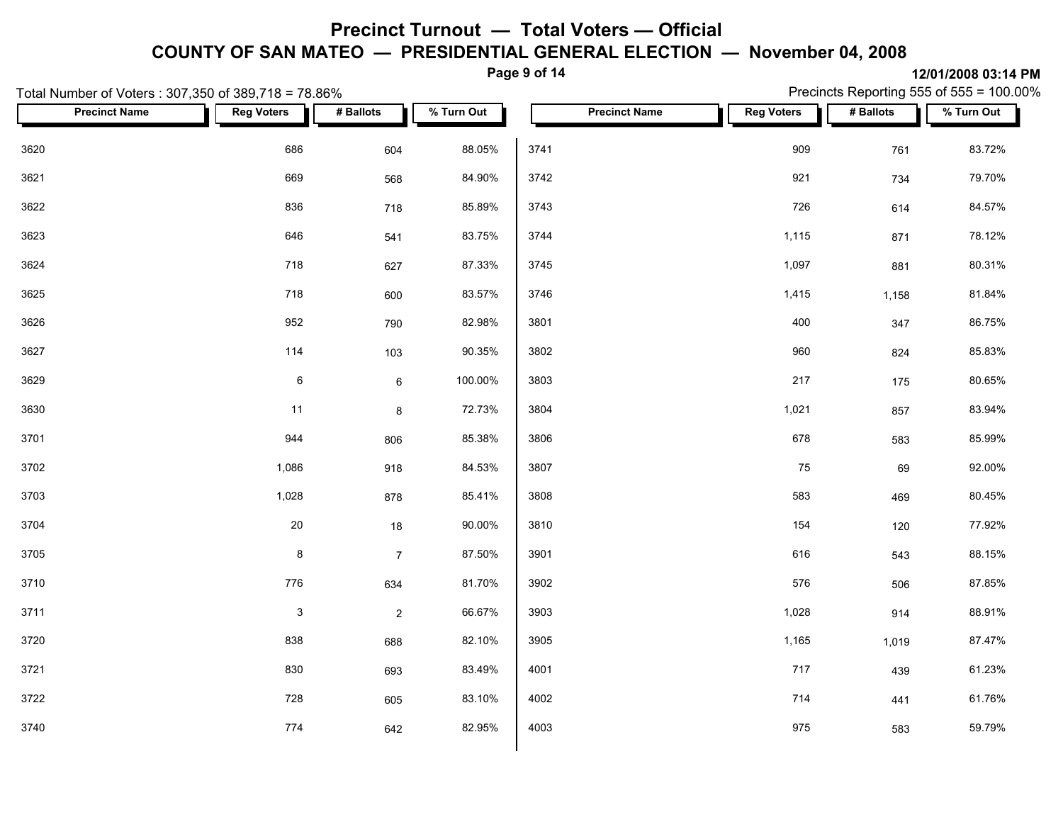# Precinct Turnout — Total Voters — Official

## COUNTY OF SAN MATEO — PRESIDENTIAL GENERAL ELECTION — November 04, 2008

**12/01/2008 03:14 PM**

Total Number of Voters : 307,350 of 389,718 = 78.86%

Precincts Reporting 555 of 555 = 100.00%

| Precinct Name | Reg Voters | # Ballots | % Turn Out |
|---|---|---|---|
| 3620 | 686 | 604 | 88.05% |
| 3621 | 669 | 568 | 84.90% |
| 3622 | 836 | 718 | 85.89% |
| 3623 | 646 | 541 | 83.75% |
| 3624 | 718 | 627 | 87.33% |
| 3625 | 718 | 600 | 83.57% |
| 3626 | 952 | 790 | 82.98% |
| 3627 | 114 | 103 | 90.35% |
| 3629 | 6 | 6 | 100.00% |
| 3630 | 11 | 8 | 72.73% |
| 3701 | 944 | 806 | 85.38% |
| 3702 | 1,086 | 918 | 84.53% |
| 3703 | 1,028 | 878 | 85.41% |
| 3704 | 20 | 18 | 90.00% |
| 3705 | 8 | 7 | 87.50% |
| 3710 | 776 | 634 | 81.70% |
| 3711 | 3 | 2 | 66.67% |
| 3720 | 838 | 688 | 82.10% |
| 3721 | 830 | 693 | 83.49% |
| 3722 | 728 | 605 | 83.10% |
| 3740 | 774 | 642 | 82.95% |
| 3741 | 909 | 761 | 83.72% |
| 3742 | 921 | 734 | 79.70% |
| 3743 | 726 | 614 | 84.57% |
| 3744 | 1,115 | 871 | 78.12% |
| 3745 | 1,097 | 881 | 80.31% |
| 3746 | 1,415 | 1,158 | 81.84% |
| 3801 | 400 | 347 | 86.75% |
| 3802 | 960 | 824 | 85.83% |
| 3803 | 217 | 175 | 80.65% |
| 3804 | 1,021 | 857 | 83.94% |
| 3806 | 678 | 583 | 85.99% |
| 3807 | 75 | 69 | 92.00% |
| 3808 | 583 | 469 | 80.45% |
| 3810 | 154 | 120 | 77.92% |
| 3901 | 616 | 543 | 88.15% |
| 3902 | 576 | 506 | 87.85% |
| 3903 | 1,028 | 914 | 88.91% |
| 3905 | 1,165 | 1,019 | 87.47% |
| 4001 | 717 | 439 | 61.23% |
| 4002 | 714 | 441 | 61.76% |
| 4003 | 975 | 583 | 59.79% |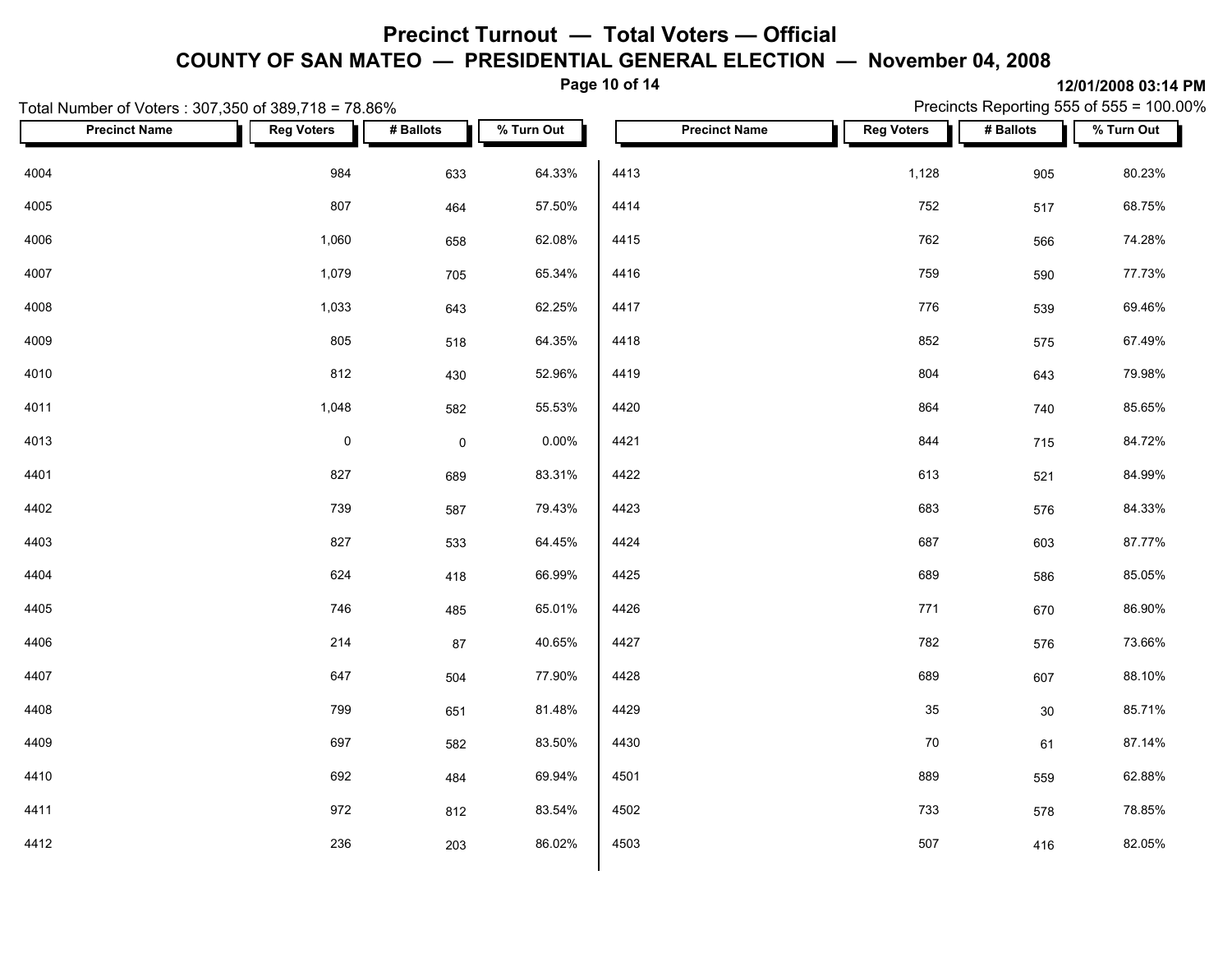# Precinct Turnout — Total Voters — Official

## COUNTY OF SAN MATEO — PRESIDENTIAL GENERAL ELECTION — November 04, 2008

12/01/2008 03:14 PM

Total Number of Voters : 307,350 of 389,718 = 78.86%

Precincts Reporting 555 of 555 = 100.00%

| Precinct Name | Reg Voters | # Ballots | % Turn Out |
|---|---|---|---|
| 4004 | 984 | 633 | 64.33% |
| 4005 | 807 | 464 | 57.50% |
| 4006 | 1,060 | 658 | 62.08% |
| 4007 | 1,079 | 705 | 65.34% |
| 4008 | 1,033 | 643 | 62.25% |
| 4009 | 805 | 518 | 64.35% |
| 4010 | 812 | 430 | 52.96% |
| 4011 | 1,048 | 582 | 55.53% |
| 4013 | 0 | 0 | 0.00% |
| 4401 | 827 | 689 | 83.31% |
| 4402 | 739 | 587 | 79.43% |
| 4403 | 827 | 533 | 64.45% |
| 4404 | 624 | 418 | 66.99% |
| 4405 | 746 | 485 | 65.01% |
| 4406 | 214 | 87 | 40.65% |
| 4407 | 647 | 504 | 77.90% |
| 4408 | 799 | 651 | 81.48% |
| 4409 | 697 | 582 | 83.50% |
| 4410 | 692 | 484 | 69.94% |
| 4411 | 972 | 812 | 83.54% |
| 4412 | 236 | 203 | 86.02% |
| 4413 | 1,128 | 905 | 80.23% |
| 4414 | 752 | 517 | 68.75% |
| 4415 | 762 | 566 | 74.28% |
| 4416 | 759 | 590 | 77.73% |
| 4417 | 776 | 539 | 69.46% |
| 4418 | 852 | 575 | 67.49% |
| 4419 | 804 | 643 | 79.98% |
| 4420 | 864 | 740 | 85.65% |
| 4421 | 844 | 715 | 84.72% |
| 4422 | 613 | 521 | 84.99% |
| 4423 | 683 | 576 | 84.33% |
| 4424 | 687 | 603 | 87.77% |
| 4425 | 689 | 586 | 85.05% |
| 4426 | 771 | 670 | 86.90% |
| 4427 | 782 | 576 | 73.66% |
| 4428 | 689 | 607 | 88.10% |
| 4429 | 35 | 30 | 85.71% |
| 4430 | 70 | 61 | 87.14% |
| 4501 | 889 | 559 | 62.88% |
| 4502 | 733 | 578 | 78.85% |
| 4503 | 507 | 416 | 82.05% |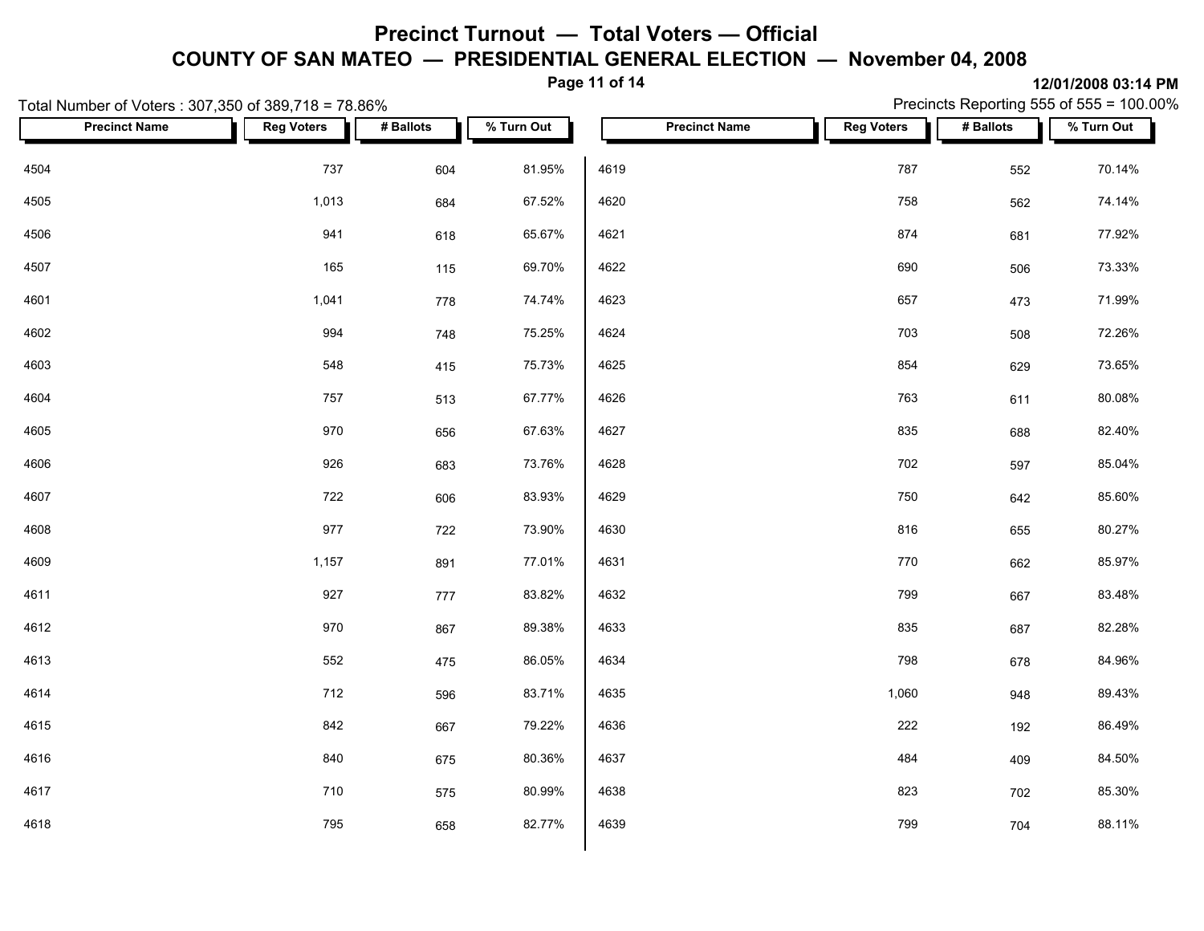# Precinct Turnout — Total Voters — Official

## COUNTY OF SAN MATEO — PRESIDENTIAL GENERAL ELECTION — November 04, 2008

**12/01/2008 03:14 PM**

Total Number of Voters : 307,350 of 389,718 = 78.86%

Precincts Reporting 555 of 555 = 100.00%

| Precinct Name | Reg Voters | # Ballots | % Turn Out |
|---|---|---|---|
| 4504 | 737 | 604 | 81.95% |
| 4505 | 1,013 | 684 | 67.52% |
| 4506 | 941 | 618 | 65.67% |
| 4507 | 165 | 115 | 69.70% |
| 4601 | 1,041 | 778 | 74.74% |
| 4602 | 994 | 748 | 75.25% |
| 4603 | 548 | 415 | 75.73% |
| 4604 | 757 | 513 | 67.77% |
| 4605 | 970 | 656 | 67.63% |
| 4606 | 926 | 683 | 73.76% |
| 4607 | 722 | 606 | 83.93% |
| 4608 | 977 | 722 | 73.90% |
| 4609 | 1,157 | 891 | 77.01% |
| 4611 | 927 | 777 | 83.82% |
| 4612 | 970 | 867 | 89.38% |
| 4613 | 552 | 475 | 86.05% |
| 4614 | 712 | 596 | 83.71% |
| 4615 | 842 | 667 | 79.22% |
| 4616 | 840 | 675 | 80.36% |
| 4617 | 710 | 575 | 80.99% |
| 4618 | 795 | 658 | 82.77% |
| 4619 | 787 | 552 | 70.14% |
| 4620 | 758 | 562 | 74.14% |
| 4621 | 874 | 681 | 77.92% |
| 4622 | 690 | 506 | 73.33% |
| 4623 | 657 | 473 | 71.99% |
| 4624 | 703 | 508 | 72.26% |
| 4625 | 854 | 629 | 73.65% |
| 4626 | 763 | 611 | 80.08% |
| 4627 | 835 | 688 | 82.40% |
| 4628 | 702 | 597 | 85.04% |
| 4629 | 750 | 642 | 85.60% |
| 4630 | 816 | 655 | 80.27% |
| 4631 | 770 | 662 | 85.97% |
| 4632 | 799 | 667 | 83.48% |
| 4633 | 835 | 687 | 82.28% |
| 4634 | 798 | 678 | 84.96% |
| 4635 | 1,060 | 948 | 89.43% |
| 4636 | 222 | 192 | 86.49% |
| 4637 | 484 | 409 | 84.50% |
| 4638 | 823 | 702 | 85.30% |
| 4639 | 799 | 704 | 88.11% |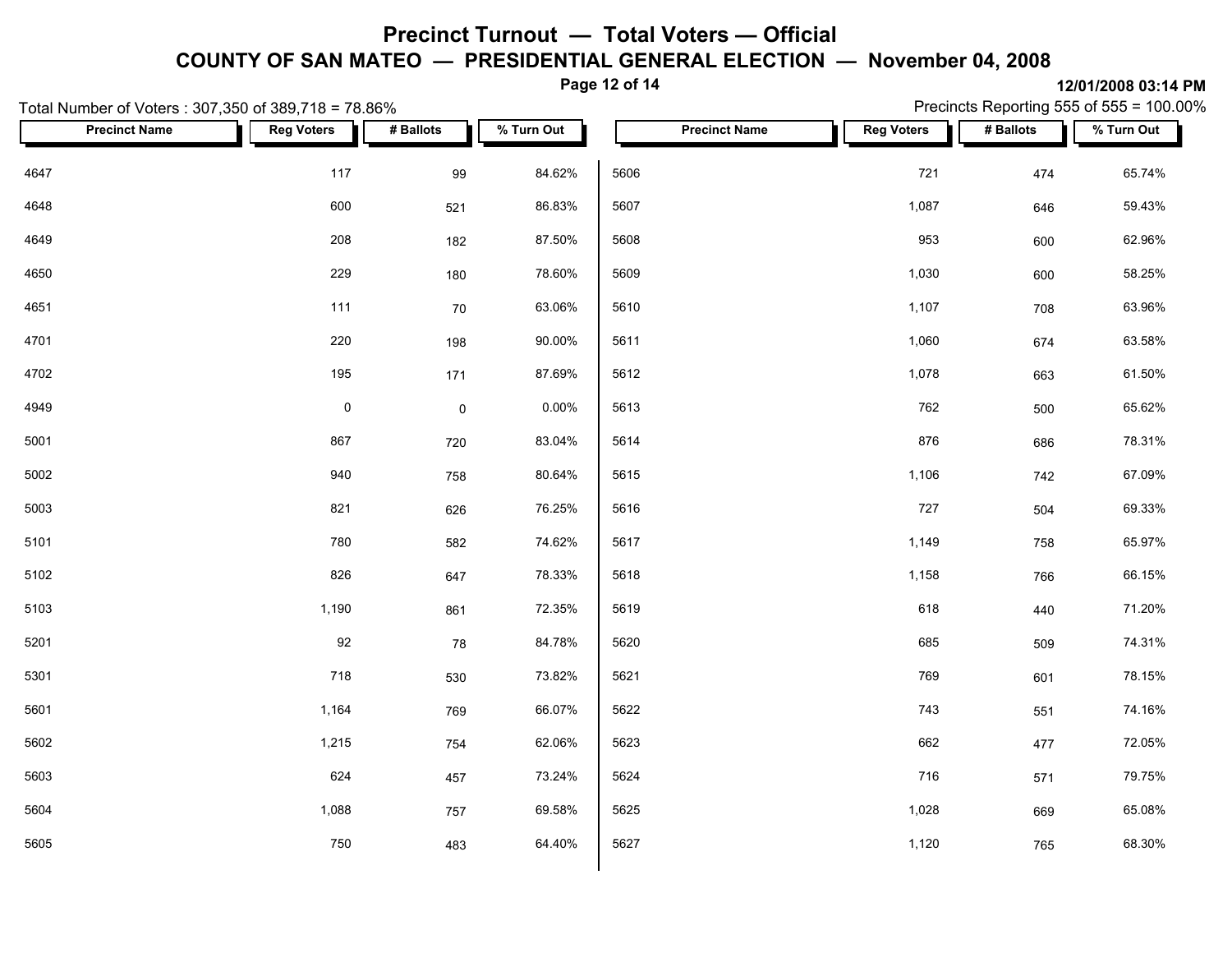# Precinct Turnout — Total Voters — Official

## COUNTY OF SAN MATEO — PRESIDENTIAL GENERAL ELECTION — November 04, 2008

12/01/2008 03:14 PM

Total Number of Voters : 307,350 of 389,718 = 78.86%

Precincts Reporting 555 of 555 = 100.00%

| Precinct Name | Reg Voters | # Ballots | % Turn Out |
|---|---|---|---|
| 4647 | 117 | 99 | 84.62% |
| 4648 | 600 | 521 | 86.83% |
| 4649 | 208 | 182 | 87.50% |
| 4650 | 229 | 180 | 78.60% |
| 4651 | 111 | 70 | 63.06% |
| 4701 | 220 | 198 | 90.00% |
| 4702 | 195 | 171 | 87.69% |
| 4949 | 0 | 0 | 0.00% |
| 5001 | 867 | 720 | 83.04% |
| 5002 | 940 | 758 | 80.64% |
| 5003 | 821 | 626 | 76.25% |
| 5101 | 780 | 582 | 74.62% |
| 5102 | 826 | 647 | 78.33% |
| 5103 | 1,190 | 861 | 72.35% |
| 5201 | 92 | 78 | 84.78% |
| 5301 | 718 | 530 | 73.82% |
| 5601 | 1,164 | 769 | 66.07% |
| 5602 | 1,215 | 754 | 62.06% |
| 5603 | 624 | 457 | 73.24% |
| 5604 | 1,088 | 757 | 69.58% |
| 5605 | 750 | 483 | 64.40% |
| 5606 | 721 | 474 | 65.74% |
| 5607 | 1,087 | 646 | 59.43% |
| 5608 | 953 | 600 | 62.96% |
| 5609 | 1,030 | 600 | 58.25% |
| 5610 | 1,107 | 708 | 63.96% |
| 5611 | 1,060 | 674 | 63.58% |
| 5612 | 1,078 | 663 | 61.50% |
| 5613 | 762 | 500 | 65.62% |
| 5614 | 876 | 686 | 78.31% |
| 5615 | 1,106 | 742 | 67.09% |
| 5616 | 727 | 504 | 69.33% |
| 5617 | 1,149 | 758 | 65.97% |
| 5618 | 1,158 | 766 | 66.15% |
| 5619 | 618 | 440 | 71.20% |
| 5620 | 685 | 509 | 74.31% |
| 5621 | 769 | 601 | 78.15% |
| 5622 | 743 | 551 | 74.16% |
| 5623 | 662 | 477 | 72.05% |
| 5624 | 716 | 571 | 79.75% |
| 5625 | 1,028 | 669 | 65.08% |
| 5627 | 1,120 | 765 | 68.30% |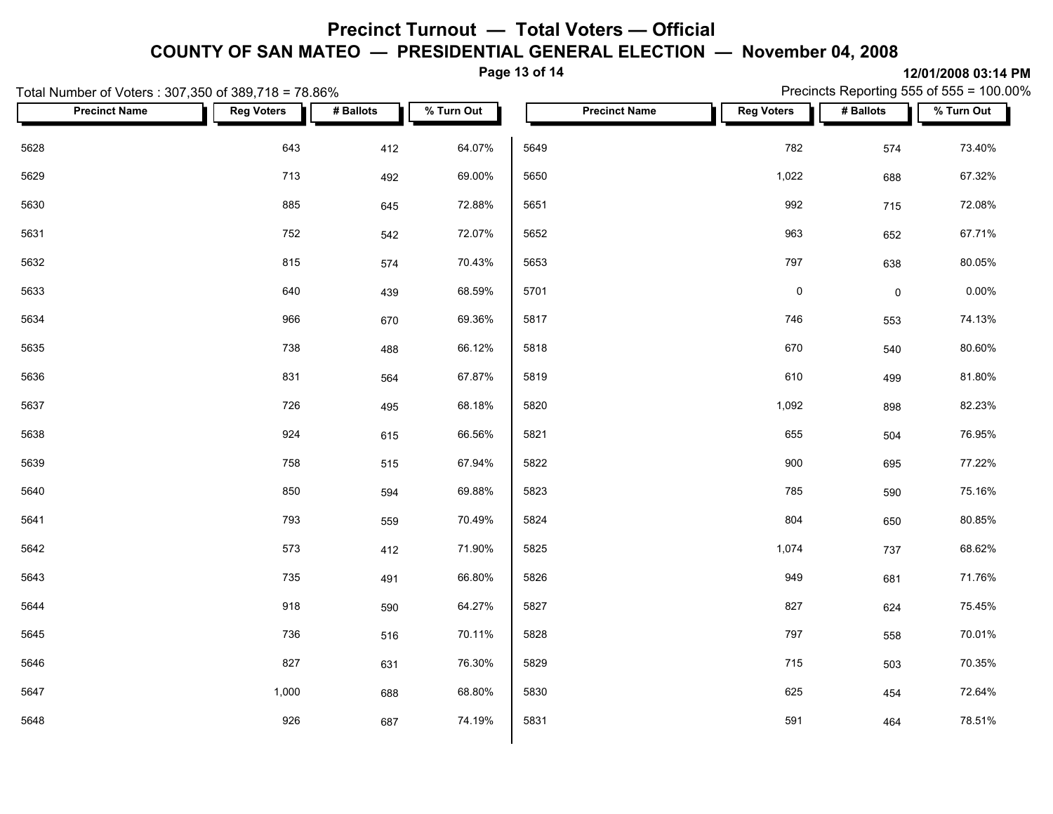# Precinct Turnout — Total Voters — Official

## COUNTY OF SAN MATEO — PRESIDENTIAL GENERAL ELECTION — November 04, 2008

12/01/2008 03:14 PM

Total Number of Voters : 307,350 of 389,718 = 78.86%

Precincts Reporting 555 of 555 = 100.00%

| Precinct Name | Reg Voters | # Ballots | % Turn Out |
|---|---|---|---|
| 5628 | 643 | 412 | 64.07% |
| 5629 | 713 | 492 | 69.00% |
| 5630 | 885 | 645 | 72.88% |
| 5631 | 752 | 542 | 72.07% |
| 5632 | 815 | 574 | 70.43% |
| 5633 | 640 | 439 | 68.59% |
| 5634 | 966 | 670 | 69.36% |
| 5635 | 738 | 488 | 66.12% |
| 5636 | 831 | 564 | 67.87% |
| 5637 | 726 | 495 | 68.18% |
| 5638 | 924 | 615 | 66.56% |
| 5639 | 758 | 515 | 67.94% |
| 5640 | 850 | 594 | 69.88% |
| 5641 | 793 | 559 | 70.49% |
| 5642 | 573 | 412 | 71.90% |
| 5643 | 735 | 491 | 66.80% |
| 5644 | 918 | 590 | 64.27% |
| 5645 | 736 | 516 | 70.11% |
| 5646 | 827 | 631 | 76.30% |
| 5647 | 1,000 | 688 | 68.80% |
| 5648 | 926 | 687 | 74.19% |
| 5649 | 782 | 574 | 73.40% |
| 5650 | 1,022 | 688 | 67.32% |
| 5651 | 992 | 715 | 72.08% |
| 5652 | 963 | 652 | 67.71% |
| 5653 | 797 | 638 | 80.05% |
| 5701 | 0 | 0 | 0.00% |
| 5817 | 746 | 553 | 74.13% |
| 5818 | 670 | 540 | 80.60% |
| 5819 | 610 | 499 | 81.80% |
| 5820 | 1,092 | 898 | 82.23% |
| 5821 | 655 | 504 | 76.95% |
| 5822 | 900 | 695 | 77.22% |
| 5823 | 785 | 590 | 75.16% |
| 5824 | 804 | 650 | 80.85% |
| 5825 | 1,074 | 737 | 68.62% |
| 5826 | 949 | 681 | 71.76% |
| 5827 | 827 | 624 | 75.45% |
| 5828 | 797 | 558 | 70.01% |
| 5829 | 715 | 503 | 70.35% |
| 5830 | 625 | 454 | 72.64% |
| 5831 | 591 | 464 | 78.51% |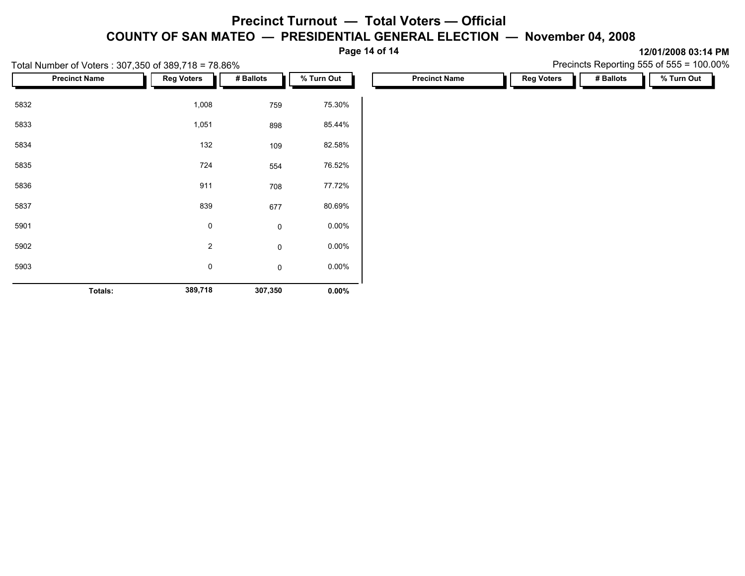# Precinct Turnout — Total Voters — Official

## COUNTY OF SAN MATEO — PRESIDENTIAL GENERAL ELECTION — November 04, 2008

12/01/2008 03:14 PM

Total Number of Voters : 307,350 of 389,718 = 78.86%

Precincts Reporting 555 of 555 = 100.00%

| Precinct Name | Reg Voters | # Ballots | % Turn Out |
|---|---|---|---|
| 5832 | 1,008 | 759 | 75.30% |
| 5833 | 1,051 | 898 | 85.44% |
| 5834 | 132 | 109 | 82.58% |
| 5835 | 724 | 554 | 76.52% |
| 5836 | 911 | 708 | 77.72% |
| 5837 | 839 | 677 | 80.69% |
| 5901 | 0 | 0 | 0.00% |
| 5902 | 2 | 0 | 0.00% |
| 5903 | 0 | 0 | 0.00% |
| **Totals:** | **389,718** | **307,350** | **0.00%** |